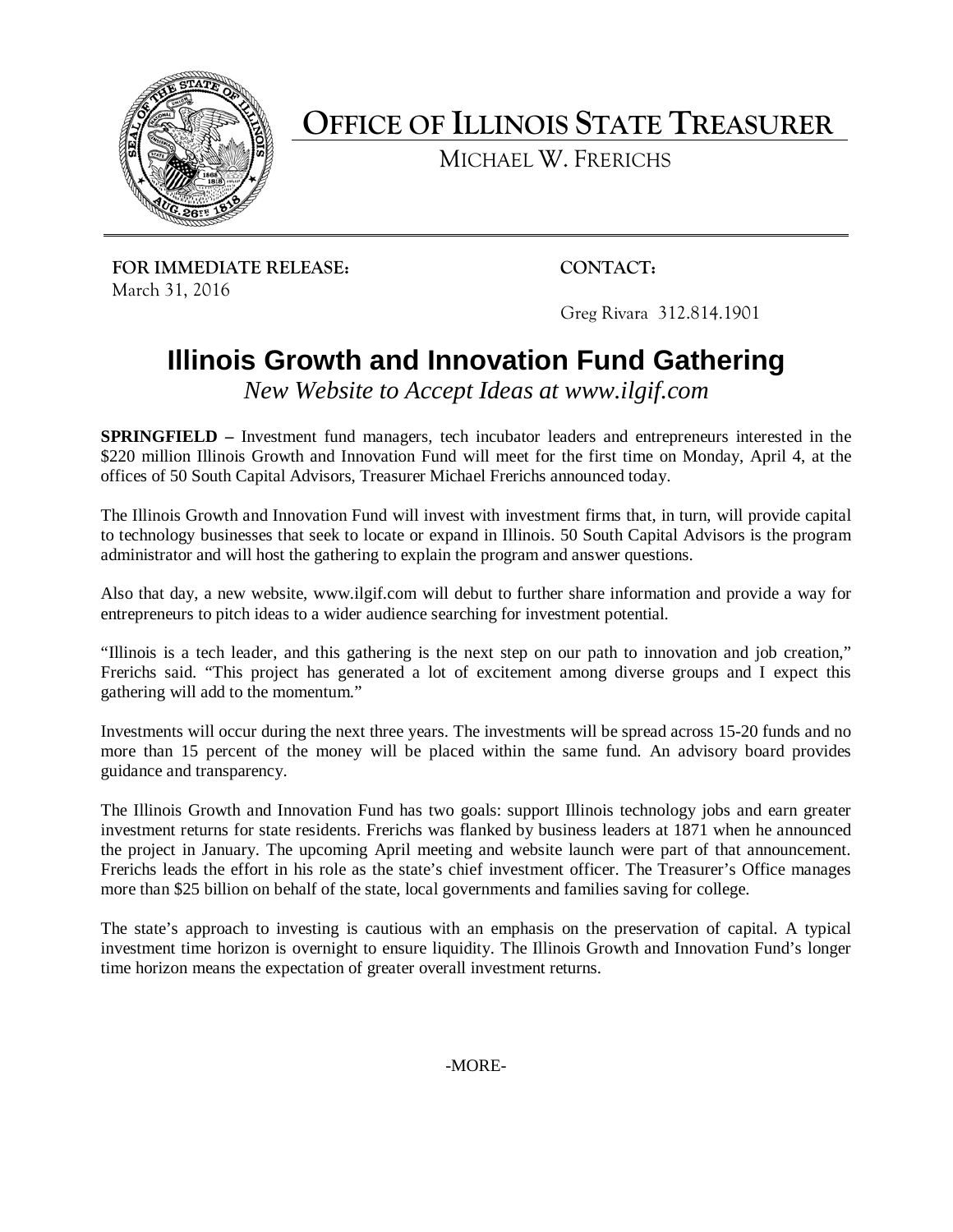# OFFICE OF ILLINOIS STATE TREASURER

MICHAEL W. FRERICHS

**FOR IMMEDIATE RELEASE:**
March 31, 2016

**CONTACT:**
Greg Rivara 312.814.1901

## Illinois Growth and Innovation Fund Gathering

*New Website to Accept Ideas at www.ilgif.com*

**SPRINGFIELD –** Investment fund managers, tech incubator leaders and entrepreneurs interested in the $220 million Illinois Growth and Innovation Fund will meet for the first time on Monday, April 4, at the offices of 50 South Capital Advisors, Treasurer Michael Frerichs announced today.

The Illinois Growth and Innovation Fund will invest with investment firms that, in turn, will provide capital to technology businesses that seek to locate or expand in Illinois. 50 South Capital Advisors is the program administrator and will host the gathering to explain the program and answer questions.

Also that day, a new website, www.ilgif.com will debut to further share information and provide a way for entrepreneurs to pitch ideas to a wider audience searching for investment potential.

"Illinois is a tech leader, and this gathering is the next step on our path to innovation and job creation," Frerichs said. "This project has generated a lot of excitement among diverse groups and I expect this gathering will add to the momentum."

Investments will occur during the next three years. The investments will be spread across 15-20 funds and no more than 15 percent of the money will be placed within the same fund. An advisory board provides guidance and transparency.

The Illinois Growth and Innovation Fund has two goals: support Illinois technology jobs and earn greater investment returns for state residents. Frerichs was flanked by business leaders at 1871 when he announced the project in January. The upcoming April meeting and website launch were part of that announcement. Frerichs leads the effort in his role as the state's chief investment officer. The Treasurer's Office manages more than $25 billion on behalf of the state, local governments and families saving for college.

The state's approach to investing is cautious with an emphasis on the preservation of capital. A typical investment time horizon is overnight to ensure liquidity. The Illinois Growth and Innovation Fund's longer time horizon means the expectation of greater overall investment returns.

-MORE-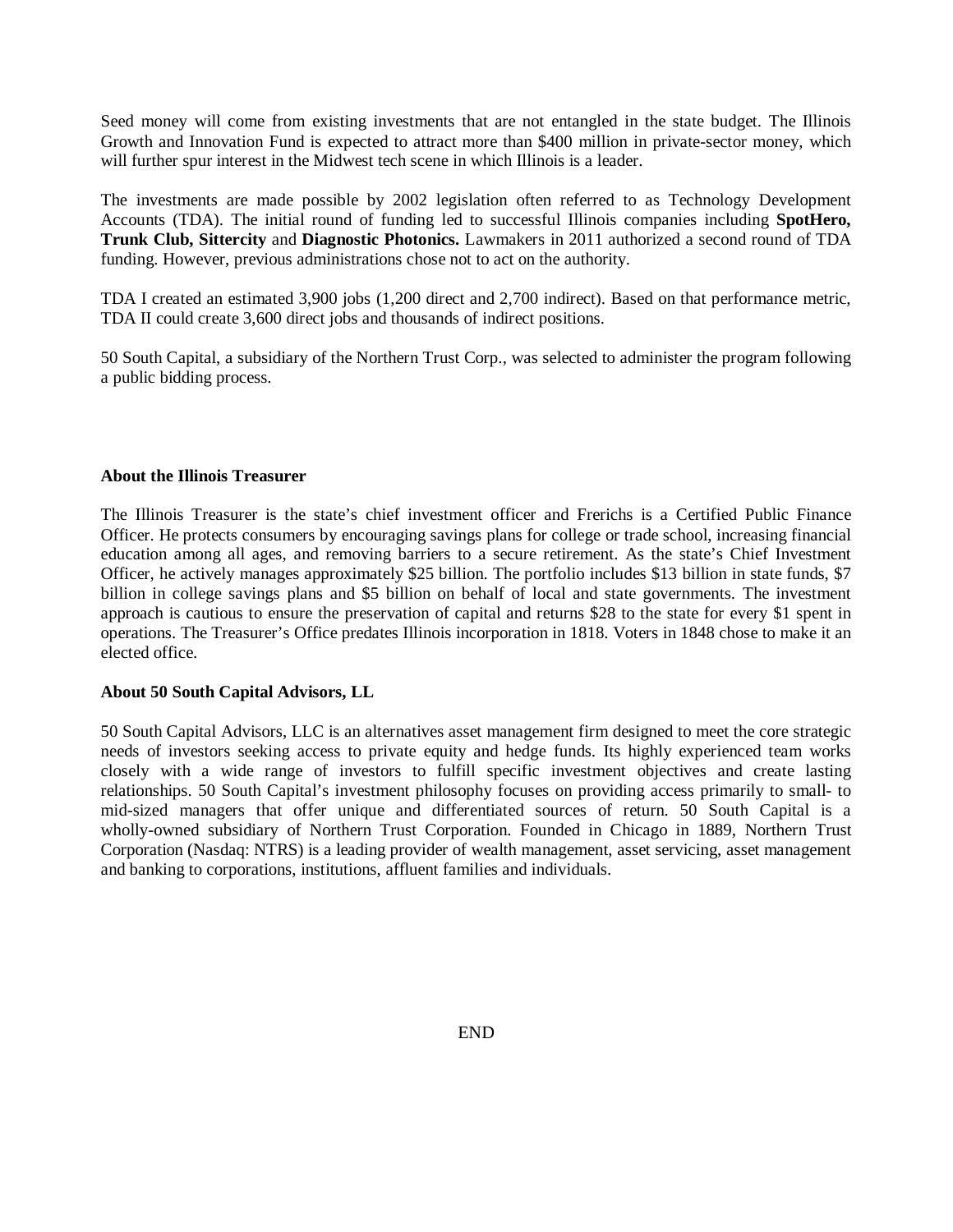Seed money will come from existing investments that are not entangled in the state budget. The Illinois Growth and Innovation Fund is expected to attract more than $400 million in private-sector money, which will further spur interest in the Midwest tech scene in which Illinois is a leader.

The investments are made possible by 2002 legislation often referred to as Technology Development Accounts (TDA). The initial round of funding led to successful Illinois companies including **SpotHero, Trunk Club, Sittercity** and **Diagnostic Photonics.** Lawmakers in 2011 authorized a second round of TDA funding. However, previous administrations chose not to act on the authority.

TDA I created an estimated 3,900 jobs (1,200 direct and 2,700 indirect). Based on that performance metric, TDA II could create 3,600 direct jobs and thousands of indirect positions.

50 South Capital, a subsidiary of the Northern Trust Corp., was selected to administer the program following a public bidding process.

**About the Illinois Treasurer**

The Illinois Treasurer is the state's chief investment officer and Frerichs is a Certified Public Finance Officer. He protects consumers by encouraging savings plans for college or trade school, increasing financial education among all ages, and removing barriers to a secure retirement. As the state's Chief Investment Officer, he actively manages approximately $25 billion. The portfolio includes $13 billion in state funds, $7 billion in college savings plans and $5 billion on behalf of local and state governments. The investment approach is cautious to ensure the preservation of capital and returns $28 to the state for every $1 spent in operations. The Treasurer's Office predates Illinois incorporation in 1818. Voters in 1848 chose to make it an elected office.

**About 50 South Capital Advisors, LL**

50 South Capital Advisors, LLC is an alternatives asset management firm designed to meet the core strategic needs of investors seeking access to private equity and hedge funds. Its highly experienced team works closely with a wide range of investors to fulfill specific investment objectives and create lasting relationships. 50 South Capital's investment philosophy focuses on providing access primarily to small- to mid-sized managers that offer unique and differentiated sources of return. 50 South Capital is a wholly-owned subsidiary of Northern Trust Corporation. Founded in Chicago in 1889, Northern Trust Corporation (Nasdaq: NTRS) is a leading provider of wealth management, asset servicing, asset management and banking to corporations, institutions, affluent families and individuals.

END